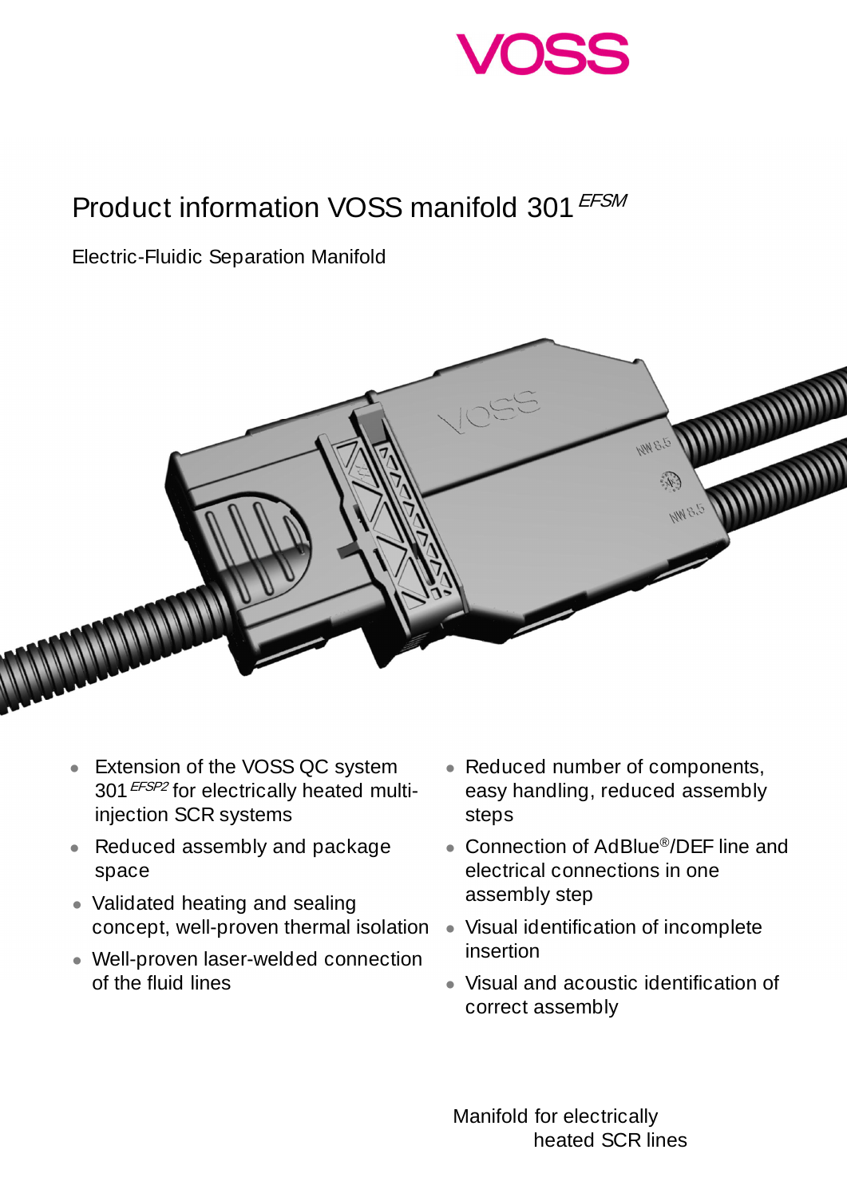VOSS

# Product information VOSS manifold 301 *EFSM*

Electric-Fluidic Separation Manifold

- Extension of the VOSS QC system 301 *EFSP2* for electrically heated multi-injection SCR systems
- Reduced assembly and package space
- Validated heating and sealing concept, well-proven thermal isolation
- Well-proven laser-welded connection of the fluid lines
- Reduced number of components, easy handling, reduced assembly steps
- Connection of AdBlue®/DEF line and electrical connections in one assembly step
- Visual identification of incomplete insertion
- Visual and acoustic identification of correct assembly

Manifold for electrically heated SCR lines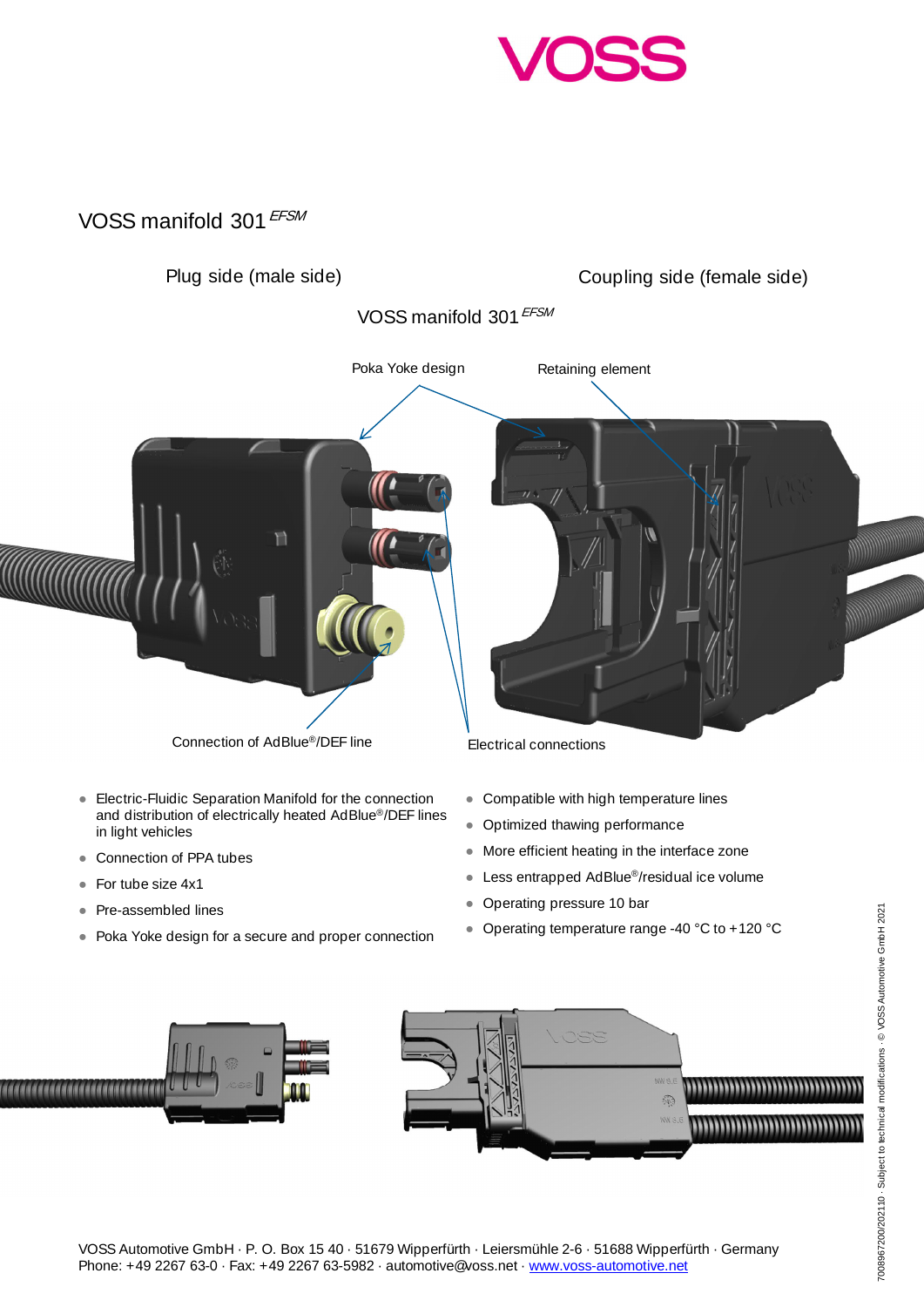# VOSS manifold 301 *EFSM*

Plug side (male side)

Coupling side (female side)

VOSS manifold 301 *EFSM*

Poka Yoke design

Retaining element

Connection of AdBlue®/DEF line

Electrical connections

- Electric-Fluidic Separation Manifold for the connection and distribution of electrically heated AdBlue®/DEF lines in light vehicles
- Connection of PPA tubes
- For tube size 4x1
- Pre-assembled lines
- Poka Yoke design for a secure and proper connection
- Compatible with high temperature lines
- Optimized thawing performance
- More efficient heating in the interface zone
- Less entrapped AdBlue®/residual ice volume
- Operating pressure 10 bar
- Operating temperature range -40 °C to +120 °C

VOSS Automotive GmbH · P. O. Box 15 40 · 51679 Wipperfürth · Leiersmühle 2-6 · 51688 Wipperfürth · Germany
Phone: +49 2267 63-0 · Fax: +49 2267 63-5982 · automotive@voss.net · www.voss-automotive.net

70089672000/202110 · Subject to technical modifications · © VOSS Automotive GmbH 2021